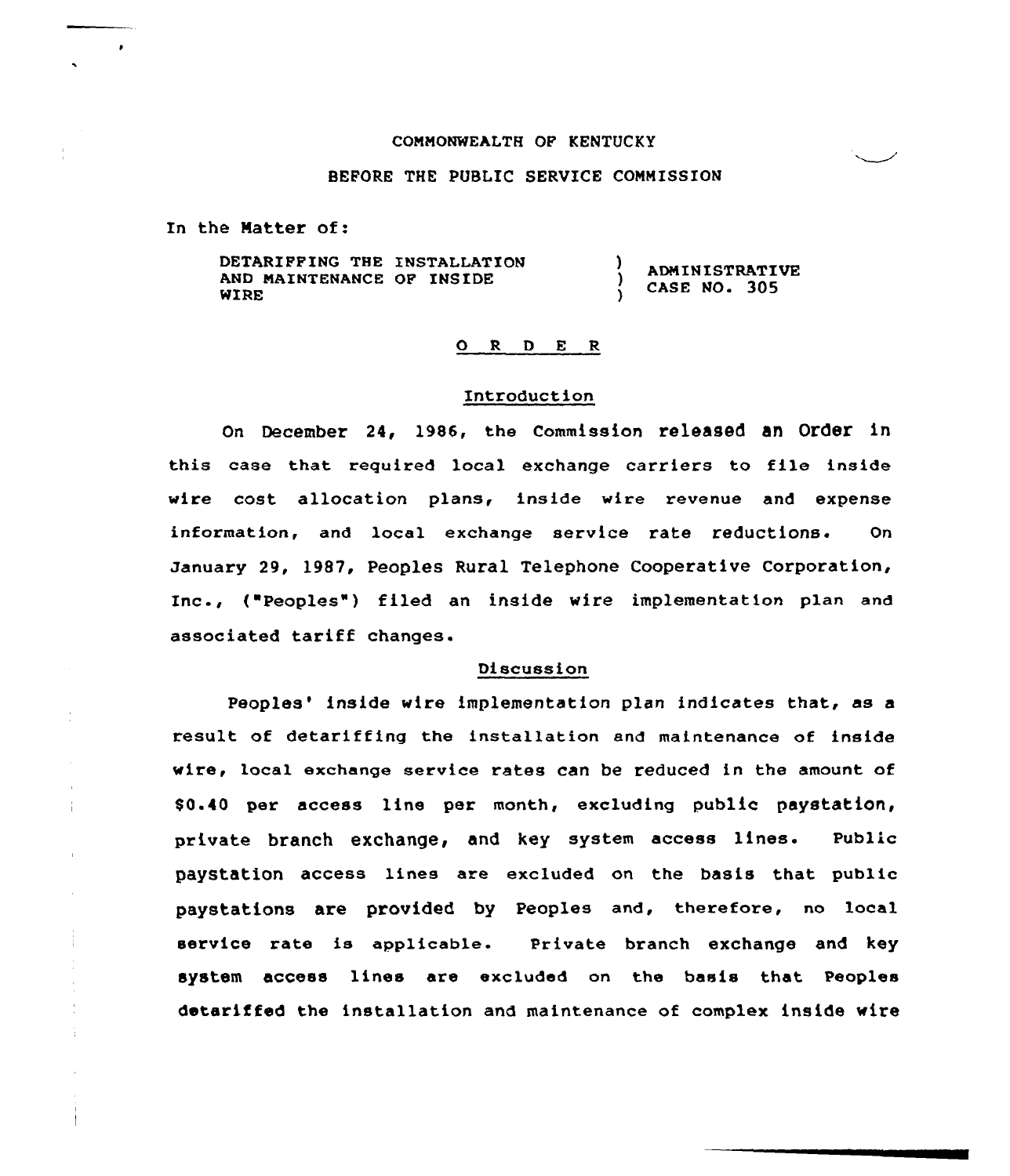COMMONWEALTH OF KENTUCKY

BEFORE THE PUBLIC SERVICE COMMISSION

In the Matter of:

| | | |
|---|---|---|
| DETARIFFING THE INSTALLATION AND MAINTENANCE OF INSIDE WIRE | ) ) ) | ADMINISTRATIVE CASE NO. 305 |

## O R D E R

### Introduction

On December 24, 1986, the Commission released an Order in this case that required local exchange carriers to file inside wire cost allocation plans, inside wire revenue and expense information, and local exchange service rate reductions. On January 29, 1987, Peoples Rural Telephone Cooperative Corporation, Inc., ("Peoples") filed an inside wire implementation plan and associated tariff changes.

### Discussion

Peoples' inside wire implementation plan indicates that, as a result of detariffing the installation and maintenance of inside wire, local exchange service rates can be reduced in the amount of $0.40 per access line per month, excluding public paystation, private branch exchange, and key system access lines. Public paystation access lines are excluded on the basis that public paystations are provided by Peoples and, therefore, no local service rate is applicable. Private branch exchange and key system access lines are excluded on the basis that Peoples detariffed the installation and maintenance of complex inside wire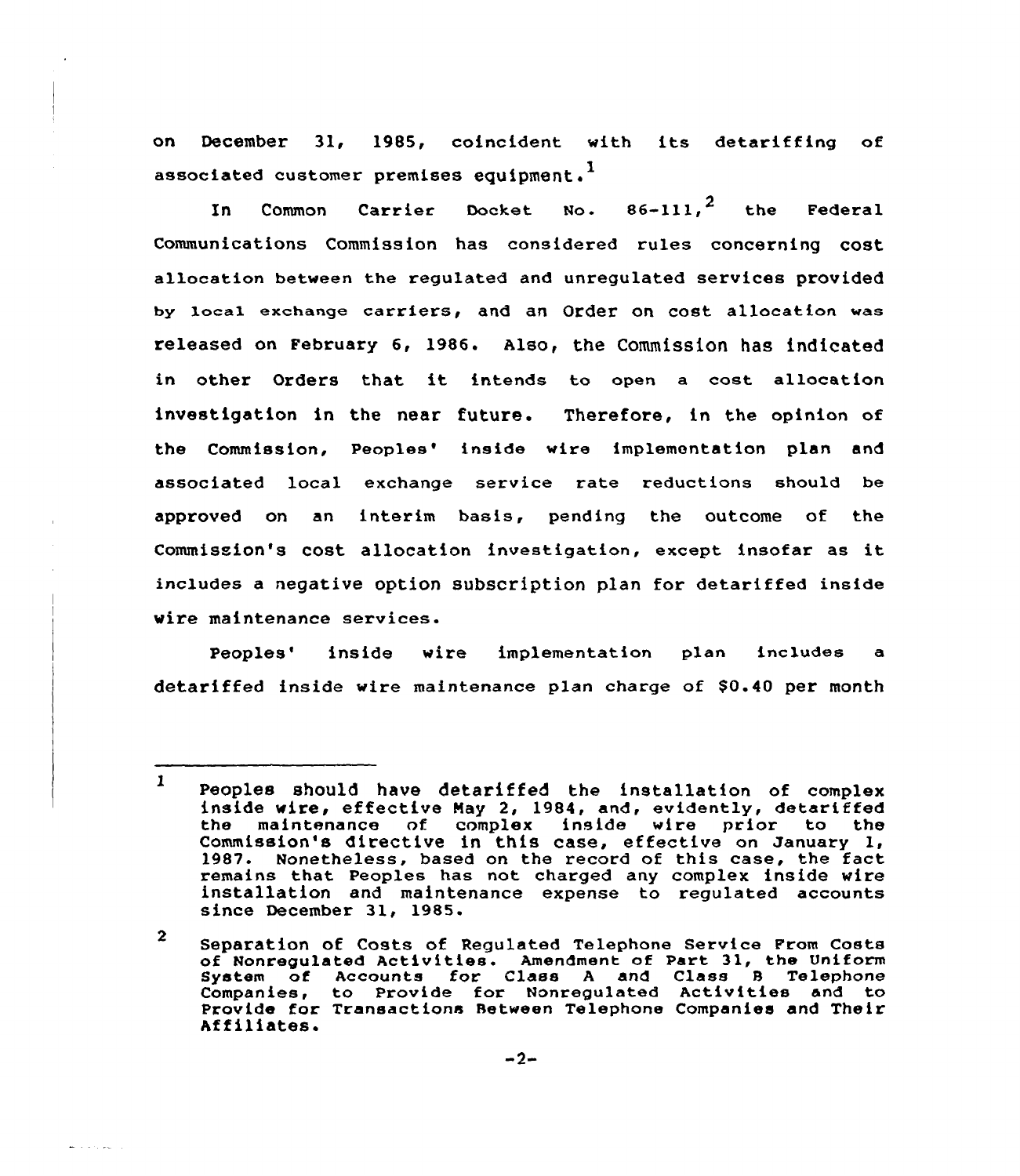on December 31, 1985, coincident with its detariffing of associated customer premises equipment.[1]

In Common Carrier Docket No. 86-111,[2] the Federal Communications Commission has considered rules concerning cost allocation between the regulated and unregulated services provided by local exchange carriers, and an Order on cost allocation was released on February 6, 1986. Also, the Commission has indicated in other Orders that it intends to open a cost allocation investigation in the near future. Therefore, in the opinion of the Commission, Peoples' inside wire implementation plan and associated local exchange service rate reductions should be approved on an interim basis, pending the outcome of the Commission's cost allocation investigation, except insofar as it includes a negative option subscription plan for detariffed inside wire maintenance services.

Peoples' inside wire implementation plan includes a detariffed inside wire maintenance plan charge of $0.40 per month

---

[1] Peoples should have detariffed the installation of complex inside wire, effective May 2, 1984, and, evidently, detariffed the maintenance of complex inside wire prior to the Commission's directive in this case, effective on January 1, 1987. Nonetheless, based on the record of this case, the fact remains that Peoples has not charged any complex inside wire installation and maintenance expense to regulated accounts since December 31, 1985.

[2] Separation of Costs of Regulated Telephone Service From Costs of Nonregulated Activities. Amendment of Part 31, the Uniform System of Accounts for Class A and Class B Telephone Companies, to Provide for Nonregulated Activities and to Provide for Transactions Between Telephone Companies and Their Affiliates.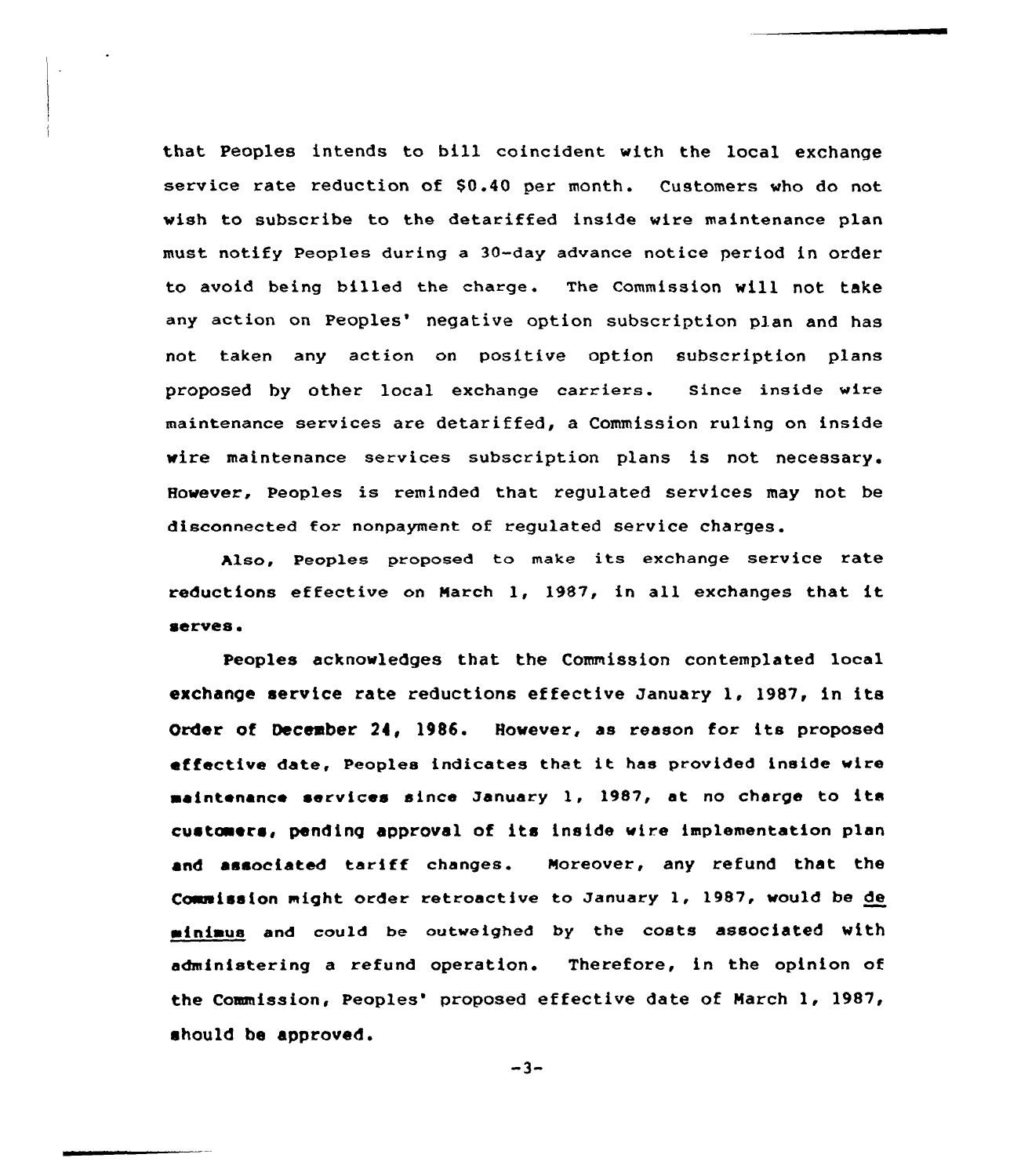that Peoples intends to bill coincident with the local exchange service rate reduction of $0.40 per month. Customers who do not wish to subscribe to the detariffed inside wire maintenance plan must notify Peoples during a 30-day advance notice period in order to avoid being billed the charge. The Commission will not take any action on Peoples' negative option subscription plan and has not taken any action on positive option subscription plans proposed by other local exchange carriers. Since inside wire maintenance services are detariffed, a Commission ruling on inside wire maintenance services subscription plans is not necessary. However, Peoples is reminded that regulated services may not be disconnected for nonpayment of regulated service charges.

Also, Peoples proposed to make its exchange service rate reductions effective on March 1, 1987, in all exchanges that it serves.

Peoples acknowledges that the Commission contemplated local exchange service rate reductions effective January 1, 1987, in its Order of December 24, 1986. However, as reason for its proposed effective date, Peoples indicates that it has provided inside wire maintenance services since January 1, 1987, at no charge to its customers, pending approval of its inside wire implementation plan and associated tariff changes. Moreover, any refund that the Commission might order retroactive to January 1, 1987, would be de minimus and could be outweighed by the costs associated with administering a refund operation. Therefore, in the opinion of the Commission, Peoples' proposed effective date of March 1, 1987, should be approved.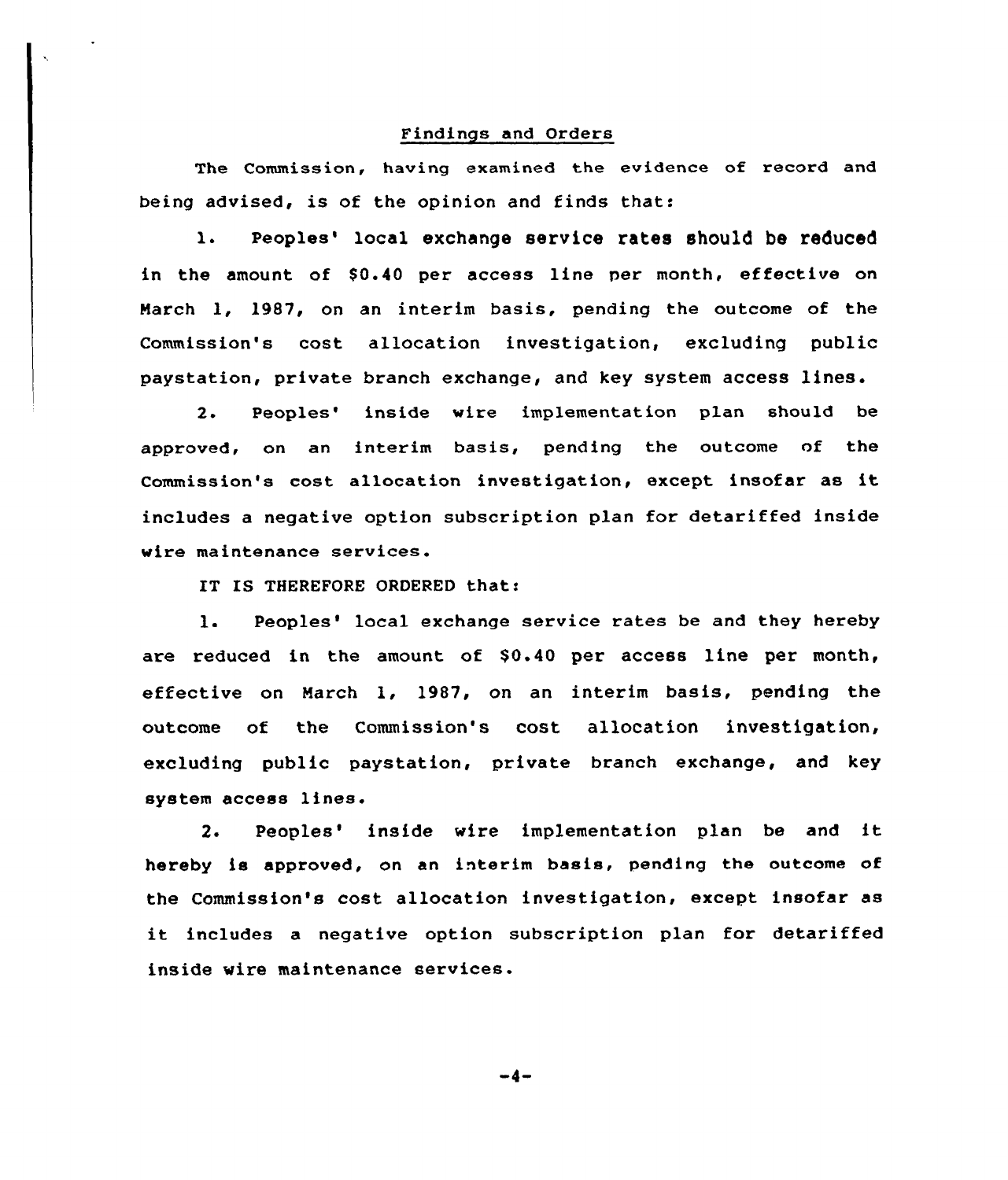## Findings and Orders

The Commission, having examined the evidence of record and being advised, is of the opinion and finds that:

1. Peoples' local exchange service rates should be reduced in the amount of $0.40 per access line per month, effective on March 1, 1987, on an interim basis, pending the outcome of the Commission's cost allocation investigation, excluding public paystation, private branch exchange, and key system access lines.

2. Peoples' inside wire implementation plan should be approved, on an interim basis, pending the outcome of the Commission's cost allocation investigation, except insofar as it includes a negative option subscription plan for detariffed inside wire maintenance services.

IT IS THEREFORE ORDERED that:

1. Peoples' local exchange service rates be and they hereby are reduced in the amount of $0.40 per access line per month, effective on March 1, 1987, on an interim basis, pending the outcome of the Commission's cost allocation investigation, excluding public paystation, private branch exchange, and key system access lines.

2. Peoples' inside wire implementation plan be and it hereby is approved, on an interim basis, pending the outcome of the Commission's cost allocation investigation, except insofar as it includes a negative option subscription plan for detariffed inside wire maintenance services.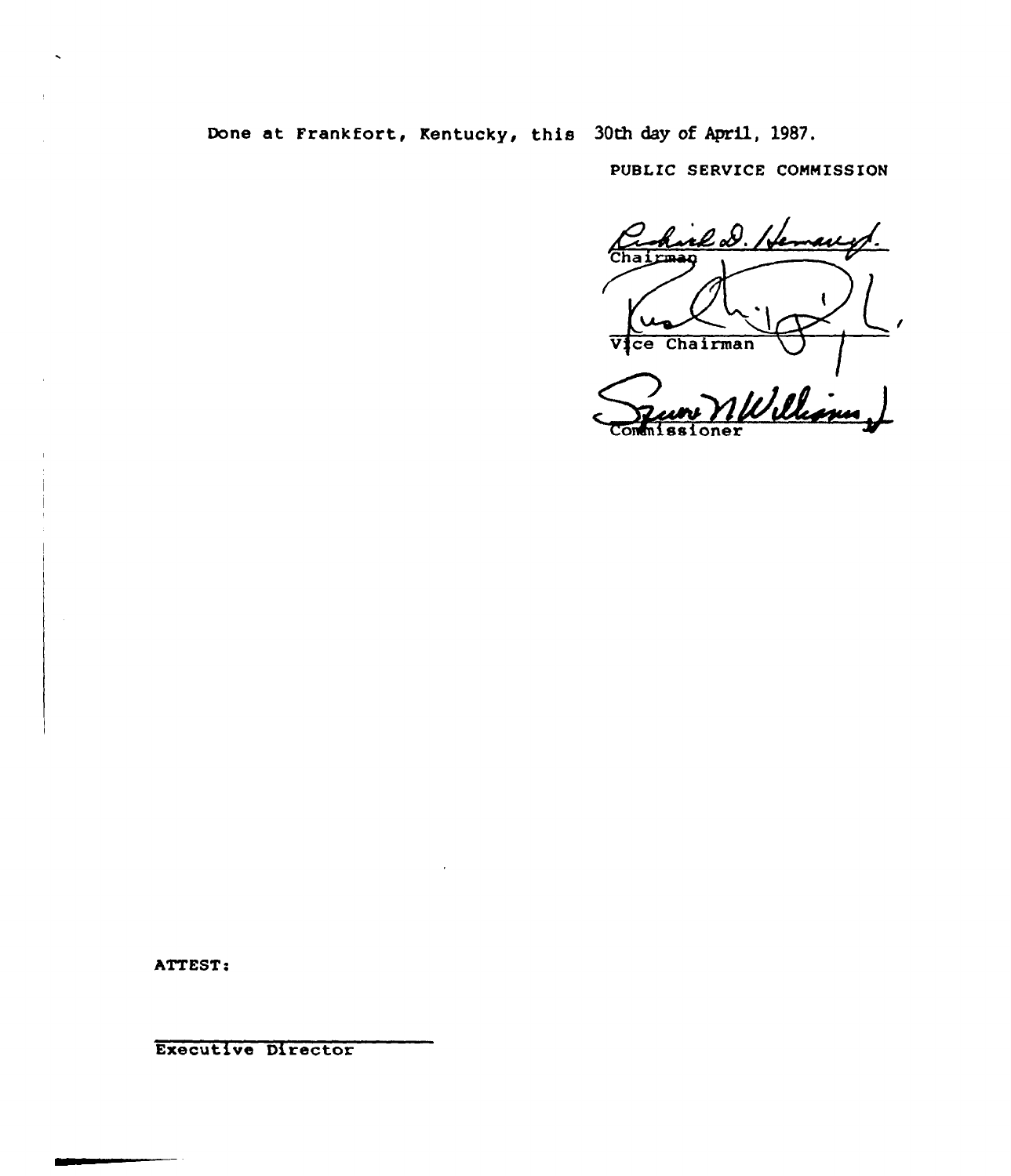Done at Frankfort, Kentucky, this 30th day of April, 1987.

PUBLIC SERVICE COMMISSION

Richard D. Heman Jr.
Chairman

Vice Chairman

Commissioner

ATTEST:

Executive Director